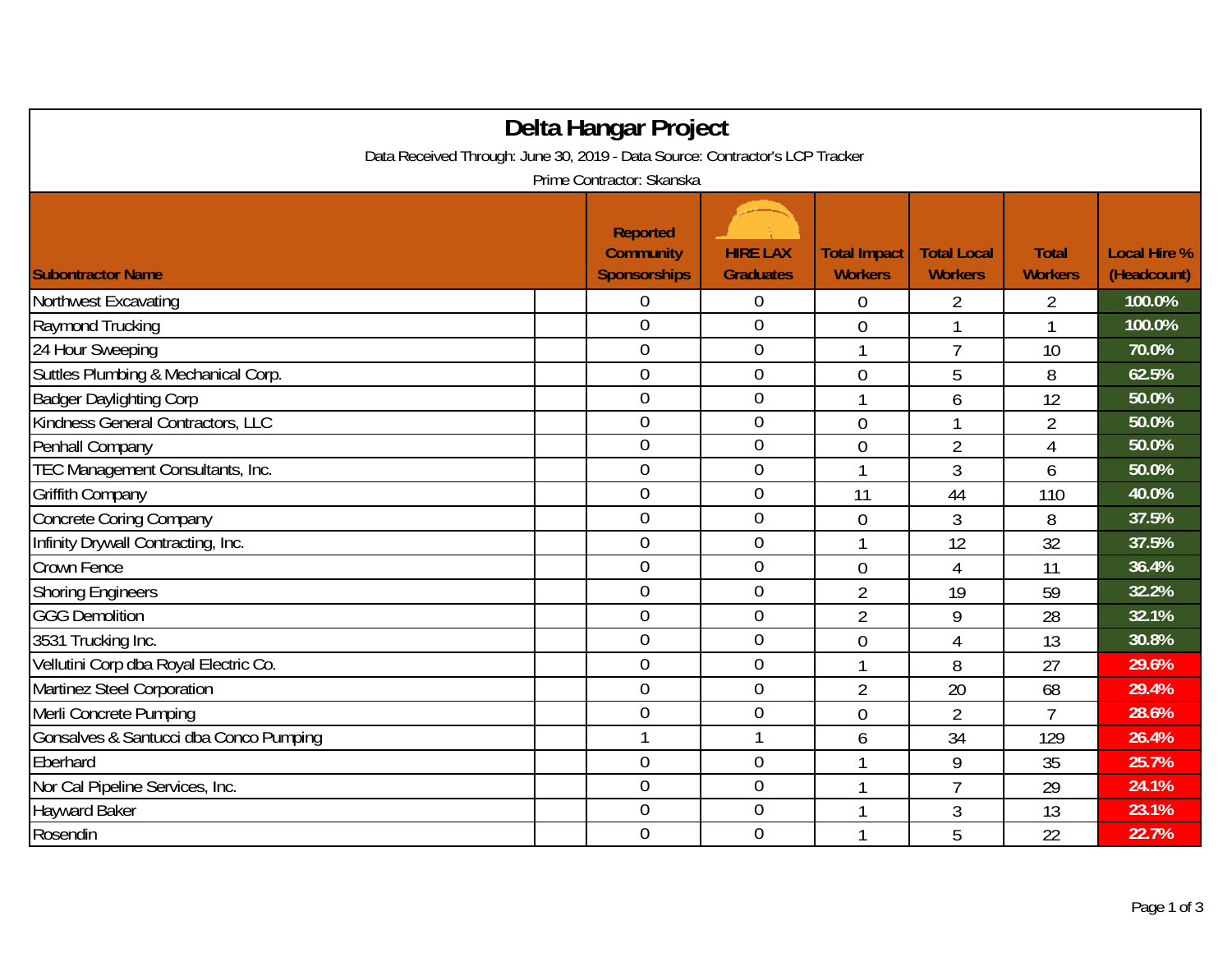# Delta Hangar Project

Data Received Through: June 30, 2019 - Data Source: Contractor's LCP Tracker

Prime Contractor: Skanska

| Subontractor Name | Reported Community Sponsorships | HIRE LAX Graduates | Total Impact Workers | Total Local Workers | Total Workers | Local Hire % (Headcount) |
|---|---|---|---|---|---|---|
| Northwest Excavating | 0 | 0 | 0 | 2 | 2 | 100.0% |
| Raymond Trucking | 0 | 0 | 0 | 1 | 1 | 100.0% |
| 24 Hour Sweeping | 0 | 0 | 1 | 7 | 10 | 70.0% |
| Suttles Plumbing & Mechanical Corp. | 0 | 0 | 0 | 5 | 8 | 62.5% |
| Badger Daylighting Corp | 0 | 0 | 1 | 6 | 12 | 50.0% |
| Kindness General Contractors, LLC | 0 | 0 | 0 | 1 | 2 | 50.0% |
| Penhall Company | 0 | 0 | 0 | 2 | 4 | 50.0% |
| TEC Management Consultants, Inc. | 0 | 0 | 1 | 3 | 6 | 50.0% |
| Griffith Company | 0 | 0 | 11 | 44 | 110 | 40.0% |
| Concrete Coring Company | 0 | 0 | 0 | 3 | 8 | 37.5% |
| Infinity Drywall Contracting, Inc. | 0 | 0 | 1 | 12 | 32 | 37.5% |
| Crown Fence | 0 | 0 | 0 | 4 | 11 | 36.4% |
| Shoring Engineers | 0 | 0 | 2 | 19 | 59 | 32.2% |
| GGG Demolition | 0 | 0 | 2 | 9 | 28 | 32.1% |
| 3531 Trucking Inc. | 0 | 0 | 0 | 4 | 13 | 30.8% |
| Vellutini Corp dba Royal Electric Co. | 0 | 0 | 1 | 8 | 27 | 29.6% |
| Martinez Steel Corporation | 0 | 0 | 2 | 20 | 68 | 29.4% |
| Merli Concrete Pumping | 0 | 0 | 0 | 2 | 7 | 28.6% |
| Gonsalves & Santucci dba Conco Pumping | 1 | 1 | 6 | 34 | 129 | 26.4% |
| Eberhard | 0 | 0 | 1 | 9 | 35 | 25.7% |
| Nor Cal Pipeline Services, Inc. | 0 | 0 | 1 | 7 | 29 | 24.1% |
| Hayward Baker | 0 | 0 | 1 | 3 | 13 | 23.1% |
| Rosendin | 0 | 0 | 1 | 5 | 22 | 22.7% |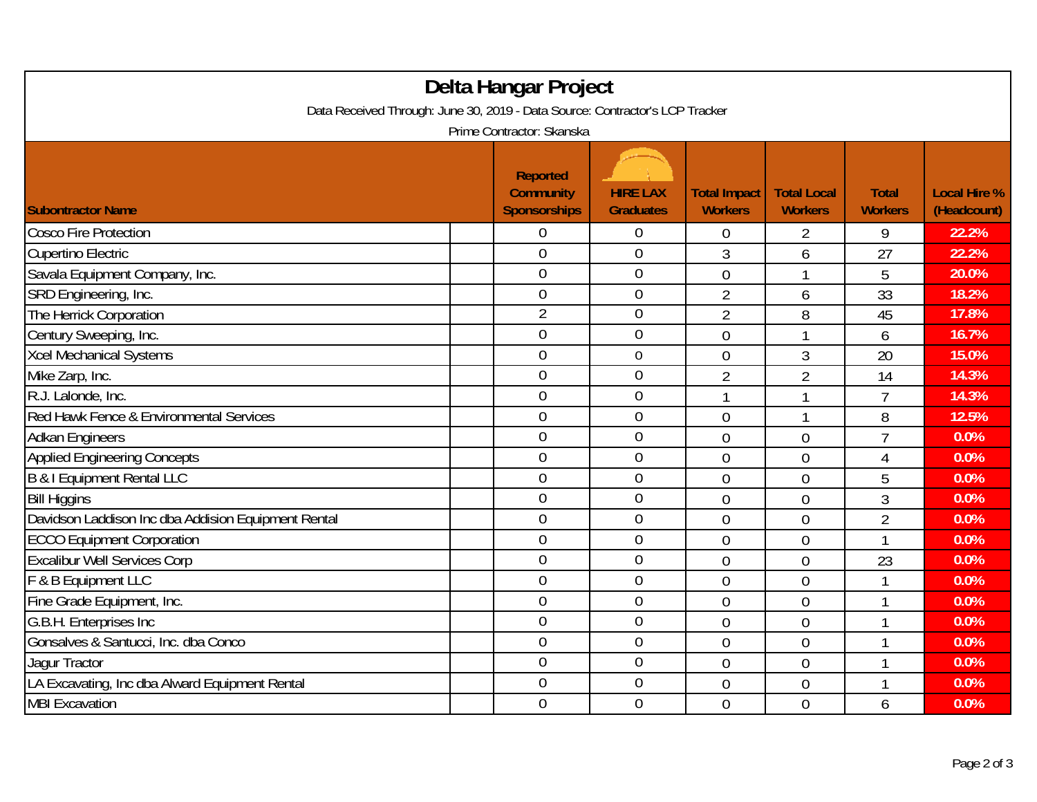# Delta Hangar Project

Data Received Through: June 30, 2019 - Data Source: Contractor's LCP Tracker

Prime Contractor: Skanska

| Subcontractor Name | | Reported Community Sponsorships | HIRE LAX Graduates | Total Impact Workers | Total Local Workers | Total Workers | Local Hire % (Headcount) |
|---|---|---|---|---|---|---|---|
| Cosco Fire Protection | | 0 | 0 | 0 | 2 | 9 | 22.2% |
| Cupertino Electric | | 0 | 0 | 3 | 6 | 27 | 22.2% |
| Savala Equipment Company, Inc. | | 0 | 0 | 0 | 1 | 5 | 20.0% |
| SRD Engineering, Inc. | | 0 | 0 | 2 | 6 | 33 | 18.2% |
| The Herrick Corporation | | 2 | 0 | 2 | 8 | 45 | 17.8% |
| Century Sweeping, Inc. | | 0 | 0 | 0 | 1 | 6 | 16.7% |
| Xcel Mechanical Systems | | 0 | 0 | 0 | 3 | 20 | 15.0% |
| Mike Zarp, Inc. | | 0 | 0 | 2 | 2 | 14 | 14.3% |
| R.J. Lalonde, Inc. | | 0 | 0 | 1 | 1 | 7 | 14.3% |
| Red Hawk Fence & Environmental Services | | 0 | 0 | 0 | 1 | 8 | 12.5% |
| Adkan Engineers | | 0 | 0 | 0 | 0 | 7 | 0.0% |
| Applied Engineering Concepts | | 0 | 0 | 0 | 0 | 4 | 0.0% |
| B & I Equipment Rental LLC | | 0 | 0 | 0 | 0 | 5 | 0.0% |
| Bill Higgins | | 0 | 0 | 0 | 0 | 3 | 0.0% |
| Davidson Laddison Inc dba Addision Equipment Rental | | 0 | 0 | 0 | 0 | 2 | 0.0% |
| ECCO Equipment Corporation | | 0 | 0 | 0 | 0 | 1 | 0.0% |
| Excalibur Well Services Corp | | 0 | 0 | 0 | 0 | 23 | 0.0% |
| F & B Equipment LLC | | 0 | 0 | 0 | 0 | 1 | 0.0% |
| Fine Grade Equipment, Inc. | | 0 | 0 | 0 | 0 | 1 | 0.0% |
| G.B.H. Enterprises Inc | | 0 | 0 | 0 | 0 | 1 | 0.0% |
| Gonsalves & Santucci, Inc. dba Conco | | 0 | 0 | 0 | 0 | 1 | 0.0% |
| Jagur Tractor | | 0 | 0 | 0 | 0 | 1 | 0.0% |
| LA Excavating, Inc dba Alward Equipment Rental | | 0 | 0 | 0 | 0 | 1 | 0.0% |
| MBI Excavation | | 0 | 0 | 0 | 0 | 6 | 0.0% |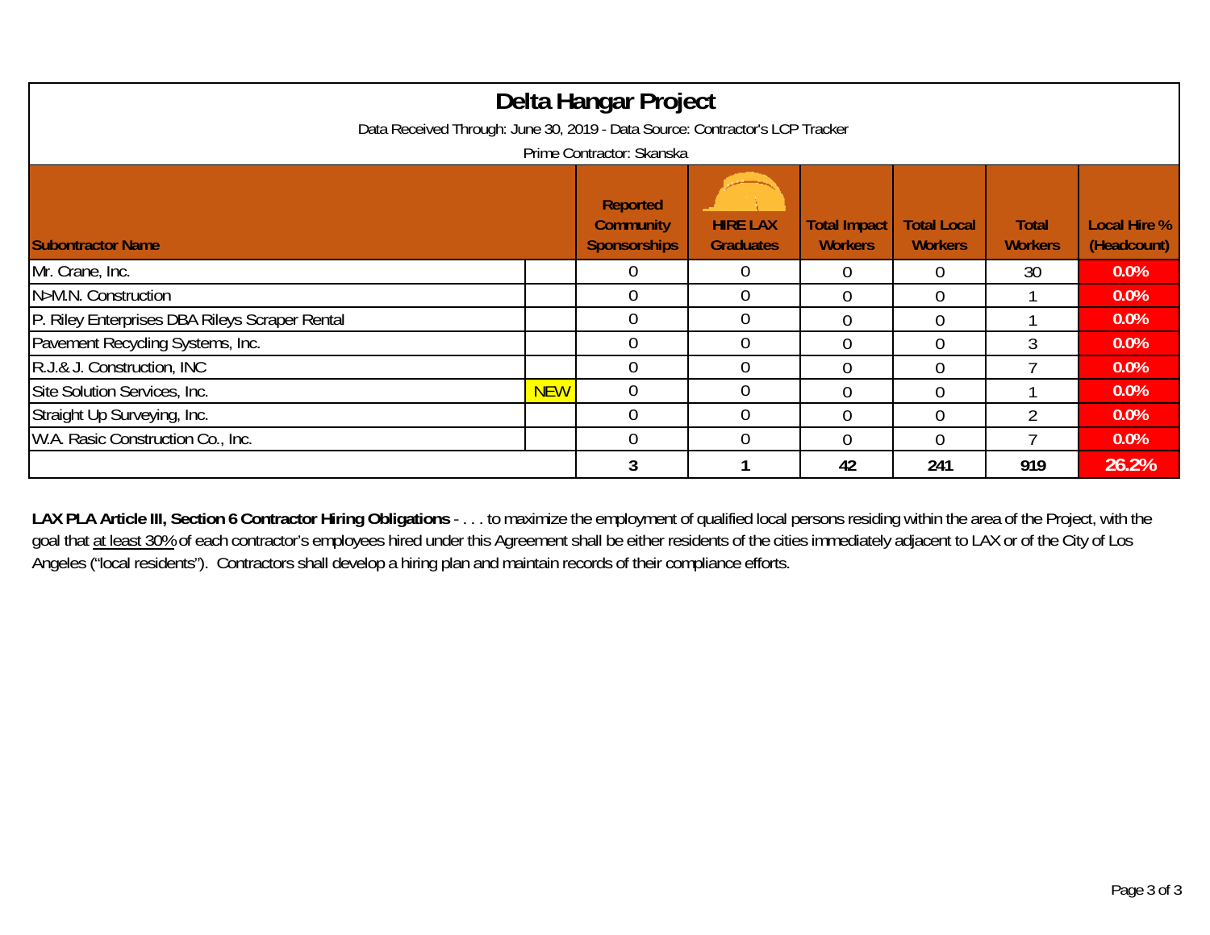# Delta Hangar Project

Data Received Through: June 30, 2019 - Data Source: Contractor's LCP Tracker

Prime Contractor: Skanska

| Subcontractor Name | | Reported Community Sponsorships | HIRE LAX Graduates | Total Impact Workers | Total Local Workers | Total Workers | Local Hire % (Headcount) |
|---|---|---|---|---|---|---|---|
| Mr. Crane, Inc. | | 0 | 0 | 0 | 0 | 30 | 0.0% |
| N>M.N. Construction | | 0 | 0 | 0 | 0 | 1 | 0.0% |
| P. Riley Enterprises DBA Rileys Scraper Rental | | 0 | 0 | 0 | 0 | 1 | 0.0% |
| Pavement Recycling Systems, Inc. | | 0 | 0 | 0 | 0 | 3 | 0.0% |
| R.J.& J. Construction, INC | | 0 | 0 | 0 | 0 | 7 | 0.0% |
| Site Solution Services, Inc. | NEW | 0 | 0 | 0 | 0 | 1 | 0.0% |
| Straight Up Surveying, Inc. | | 0 | 0 | 0 | 0 | 2 | 0.0% |
| W.A. Rasic Construction Co., Inc. | | 0 | 0 | 0 | 0 | 7 | 0.0% |
| | | **3** | **1** | **42** | **241** | **919** | **26.2%** |

**LAX PLA Article III, Section 6 Contractor Hiring Obligations** - . . . to maximize the employment of qualified local persons residing within the area of the Project, with the goal that at least 30% of each contractor's employees hired under this Agreement shall be either residents of the cities immediately adjacent to LAX or of the City of Los Angeles ("local residents"). Contractors shall develop a hiring plan and maintain records of their compliance efforts.